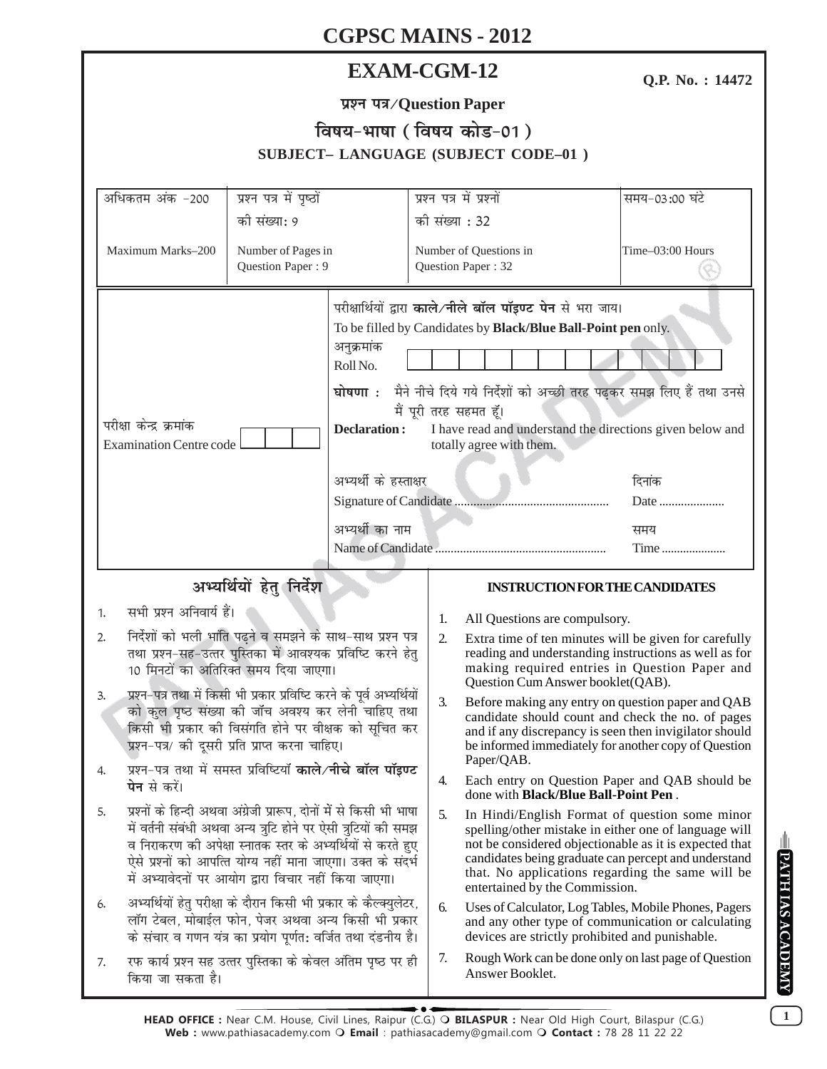# CGPSC MAINS - 2012

## EXAM-CGM-12

**Q.P. No. : 14472**

**प्रश्न पत्र/Question Paper**

**विषय-भाषा ( विषय कोड-01 )**

**SUBJECT– LANGUAGE (SUBJECT CODE–01 )**

| अधिकतम अंक -200 | प्रश्न पत्र में पृष्ठों की संख्या: 9 | प्रश्न पत्र में प्रश्नों की संख्या : 32 | समय-03:00 घंटे |
|---|---|---|---|
| Maximum Marks–200 | Number of Pages in Question Paper : 9 | Number of Questions in Question Paper : 32 | Time–03:00 Hours |

परीक्षार्थियों द्वारा **काले/नीले बॉल पॉइण्ट पेन** से भरा जाय।
To be filled by Candidates by **Black/Blue Ball-Point pen** only.

अनुक्रमांक
Roll No.

**घोषणा :** मैने नीचे दिये गये निर्देशों को अच्छी तरह पढ़कर समझ लिए हैं तथा उनसे मैं पूरी तरह सहमत हूँ।

**Declaration :** I have read and understand the directions given below and totally agree with them.

परीक्षा केन्द्र क्रमांक
Examination Centre code

अभ्यर्थी के हस्ताक्षर
Signature of Candidate ................................................ दिनांक Date .....................

अभ्यर्थी का नाम
Name of Candidate ...................................................... समय Time .....................

### अभ्यर्थियों हेतु निर्देश

1. सभी प्रश्न अनिवार्य हैं।
2. निर्देशों को भली भांति पढ़ने व समझने के साथ-साथ प्रश्न पत्र तथा प्रश्न-सह-उत्तर पुस्तिका में आवश्यक प्रविष्टि करने हेतु 10 मिनटों का अतिरिक्त समय दिया जाएगा।
3. प्रश्न-पत्र तथा में किसी भी प्रकार प्रविष्टि करने के पूर्व अभ्यर्थियों को कुल पृष्ठ संख्या की जॉंच अवश्य कर लेनी चाहिए तथा किसी भी प्रकार की विसंगति होने पर वीक्षक को सूचित कर प्रश्न-पत्र/ की दूसरी प्रति प्राप्त करना चाहिए।
4. प्रश्न-पत्र तथा में समस्त प्रविष्टियाँ **काले/नीचे बॉल पॉइण्ट पेन** से करें।
5. प्रश्नों के हिन्दी अथवा अंग्रेजी प्रारूप, दोनों में से किसी भी भाषा में वर्तनी संबंधी अथवा अन्य त्रुटि होने पर ऐसी त्रुटियों की समझ व निराकरण की अपेक्षा स्नातक स्तर के अभ्यर्थियों से करते हुए ऐसे प्रश्नों को आपत्ति योग्य नहीं माना जाएगा। उक्त के संदर्भ में अभ्यावेदनों पर आयोग द्वारा विचार नहीं किया जाएगा।
6. अभ्यर्थियों हेतु परीक्षा के दौरान किसी भी प्रकार के कैल्क्युलेटर, लॉग टेबल, मोबाईल फोन, पेजर अथवा अन्य किसी भी प्रकार के संचार व गणन यंत्र का प्रयोग पूर्णत: वर्जित तथा दंडनीय है।
7. रफ कार्य प्रश्न सह उत्तर पुस्तिका के केवल अंतिम पृष्ठ पर ही किया जा सकता है।

### INSTRUCTION FOR THE CANDIDATES

1. All Questions are compulsory.
2. Extra time of ten minutes will be given for carefully reading and understanding instructions as well as for making required entries in Question Paper and Question Cum Answer booklet(QAB).
3. Before making any entry on question paper and QAB candidate should count and check the no. of pages and if any discrepancy is seen then invigilator should be informed immediately for another copy of Question Paper/QAB.
4. Each entry on Question Paper and QAB should be done with **Black/Blue Ball-Point Pen** .
5. In Hindi/English Format of question some minor spelling/other mistake in either one of language will not be considered objectionable as it is expected that candidates being graduate can percept and understand that. No applications regarding the same will be entertained by the Commission.
6. Uses of Calculator, Log Tables, Mobile Phones, Pagers and any other type of communication or calculating devices are strictly prohibited and punishable.
7. Rough Work can be done only on last page of Question Answer Booklet.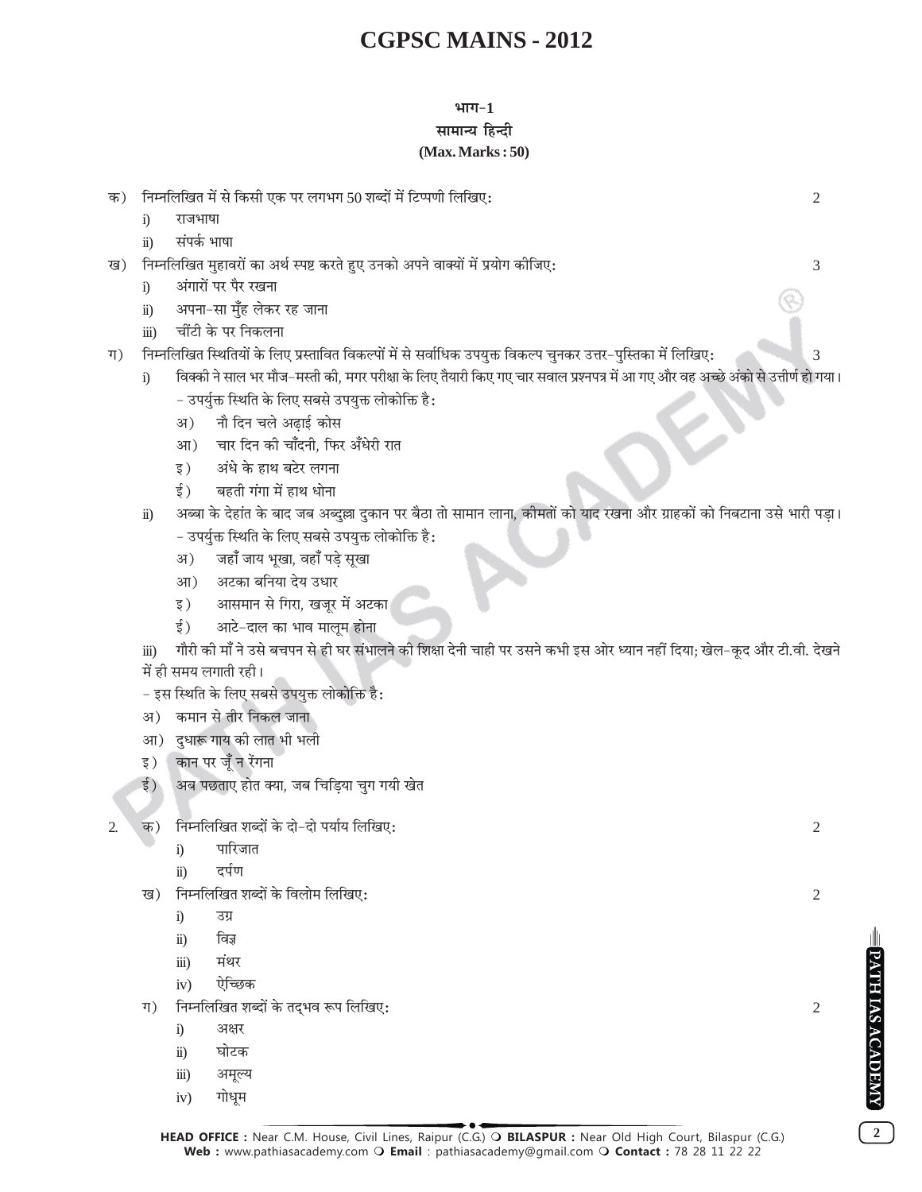# CGPSC MAINS - 2012

## भाग-1
## सामान्य हिन्दी
**(Max. Marks : 50)**

क) निम्नलिखित में से किसी एक पर लगभग 50 शब्दों में टिप्पणी लिखिए: 2

i) राजभाषा

ii) संपर्क भाषा

ख) निम्नलिखित मुहावरों का अर्थ स्पष्ट करते हुए उनको अपने वाक्यों में प्रयोग कीजिए: 3

i) अंगारों पर पैर रखना

ii) अपना-सा मुँह लेकर रह जाना

iii) चींटी के पर निकलना

ग) निम्नलिखित स्थितियों के लिए प्रस्तावित विकल्पों में से सर्वाधिक उपयुक्त विकल्प चुनकर उत्तर-पुस्तिका में लिखिए: 3

i) विक्की ने साल भर मौज-मस्ती की, मगर परीक्षा के लिए तैयारी किए गए चार सवाल प्रश्नपत्र में आ गए और वह अच्छे अंकों से उत्तीर्ण हो गया।

- उपर्युक्त स्थिति के लिए सबसे उपयुक्त लोकोक्ति है:

अ) नौ दिन चले अढ़ाई कोस

आ) चार दिन की चाँदनी, फिर अँधेरी रात

इ) अंधे के हाथ बटेर लगना

ई) बहती गंगा में हाथ धोना

ii) अब्बा के देहांत के बाद जब अब्दुल्ला दुकान पर बैठा तो सामान लाना, कीमतों को याद रखना और ग्राहकों को निबटाना उसे भारी पड़ा।

- उपर्युक्त स्थिति के लिए सबसे उपयुक्त लोकोक्ति है:

अ) जहाँ जाय भूखा, वहाँ पड़े सूखा

आ) अटका बनिया देय उधार

इ) आसमान से गिरा, खजूर में अटका

ई) आटे-दाल का भाव मालूम होना

iii) गौरी की माँ ने उसे बचपन से ही घर संभालने की शिक्षा देनी चाही पर उसने कभी इस ओर ध्यान नहीं दिया; खेल-कूद और टी.वी. देखने में ही समय लगाती रही।

- इस स्थिति के लिए सबसे उपयुक्त लोकोक्ति है:

अ) कमान से तीर निकल जाना

आ) दुधारू गाय की लात भी भली

इ) कान पर जूँ न रेंगना

ई) अब पछताए होत क्या, जब चिड़िया चुग गयी खेत

2. क) निम्नलिखित शब्दों के दो-दो पर्याय लिखिए: 2

i) पारिजात

ii) दर्पण

ख) निम्नलिखित शब्दों के विलोम लिखिए: 2

i) उग्र

ii) विज्ञ

iii) मंथर

iv) ऐच्छिक

ग) निम्नलिखित शब्दों के तद्भव रूप लिखिए: 2

i) अक्षर

ii) घोटक

iii) अमूल्य

iv) गोधूम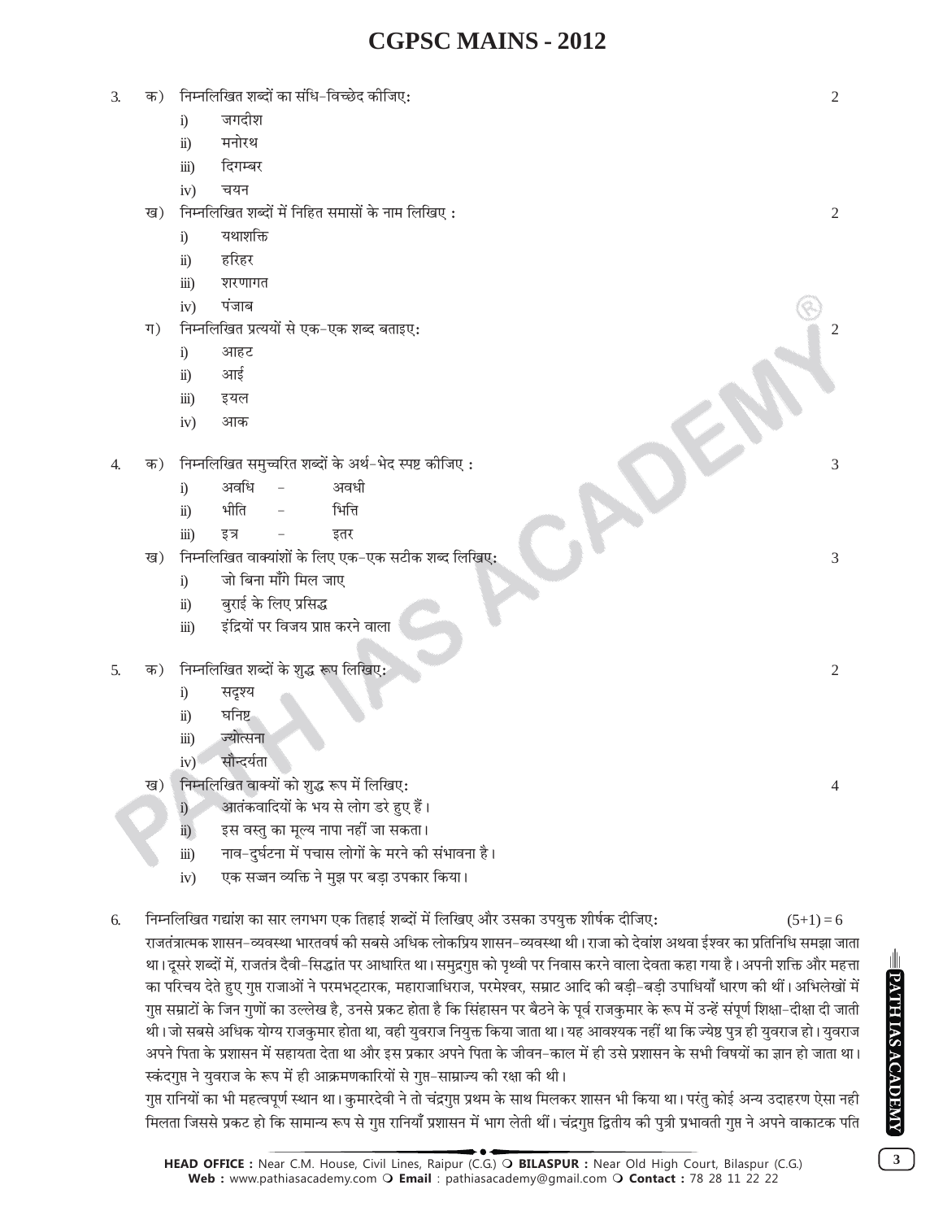3. क) निम्नलिखित शब्दों का संधि-विच्छेद कीजिए: 2

   i) जगदीश

   ii) मनोरथ

   iii) दिगम्बर

   iv) चयन

   ख) निम्नलिखित शब्दों में निहित समासों के नाम लिखिए : 2

   i) यथाशक्ति

   ii) हरिहर

   iii) शरणागत

   iv) पंजाब

   ग) निम्नलिखित प्रत्ययों से एक-एक शब्द बताइए: 2

   i) आहट

   ii) आई

   iii) इयल

   iv) आक

4. क) निम्नलिखित समुच्चरित शब्दों के अर्थ-भेद स्पष्ट कीजिए : 3

   i) अवधि - अवधी

   ii) भीति - भित्ति

   iii) इत्र - इतर

   ख) निम्नलिखित वाक्यांशों के लिए एक-एक सटीक शब्द लिखिए: 3

   i) जो बिना माँगे मिल जाए

   ii) बुराई के लिए प्रसिद्ध

   iii) इंद्रियों पर विजय प्राप्त करने वाला

5. क) निम्नलिखित शब्दों के शुद्ध रूप लिखिए: 2

   i) सदृश्य

   ii) घनिष्ट

   iii) ज्योत्सना

   iv) सौन्दर्यता

   ख) निम्नलिखित वाक्यों को शुद्ध रूप में लिखिए: 4

   i) आतंकवादियों के भय से लोग डरे हुए हैं।

   ii) इस वस्तु का मूल्य नापा नहीं जा सकता।

   iii) नाव-दुर्घटना में पचास लोगों के मरने की संभावना है।

   iv) एक सज्जन व्यक्ति ने मुझ पर बड़ा उपकार किया।

6. निम्नलिखित गद्यांश का सार लगभग एक तिहाई शब्दों में लिखिए और उसका उपयुक्त शीर्षक दीजिए: (5+1) = 6

राजतंत्रात्मक शासन-व्यवस्था भारतवर्ष की सबसे अधिक लोकप्रिय शासन-व्यवस्था थी। राजा को देवांश अथवा ईश्वर का प्रतिनिधि समझा जाता था। दूसरे शब्दों में, राजतंत्र दैवी-सिद्धांत पर आधारित था। समुद्रगुप्त को पृथ्वी पर निवास करने वाला देवता कहा गया है। अपनी शक्ति और महत्ता का परिचय देते हुए गुप्त राजाओं ने परमभट्टारक, महाराजाधिराज, परमेश्वर, सम्राट आदि की बड़ी-बड़ी उपाधियाँ धारण की थीं। अभिलेखों में गुप्त सम्राटों के जिन गुणों का उल्लेख है, उनसे प्रकट होता है कि सिंहासन पर बैठने के पूर्व राजकुमार के रूप में उन्हें संपूर्ण शिक्षा-दीक्षा दी जाती थी। जो सबसे अधिक योग्य राजकुमार होता था, वही युवराज नियुक्त किया जाता था। यह आवश्यक नहीं था कि ज्येष्ठ पुत्र ही युवराज हो। युवराज अपने पिता के प्रशासन में सहायता देता था और इस प्रकार अपने पिता के जीवन-काल में ही उसे प्रशासन के सभी विषयों का ज्ञान हो जाता था। स्कंदगुप्त ने युवराज के रूप में ही आक्रमणकारियों से गुप्त-साम्राज्य की रक्षा की थी।

गुप्त रानियों का भी महत्वपूर्ण स्थान था। कुमारदेवी ने तो चंद्रगुप्त प्रथम के साथ मिलकर शासन भी किया था। परंतु कोई अन्य उदाहरण ऐसा नही मिलता जिससे प्रकट हो कि सामान्य रूप से गुप्त रानियाँ प्रशासन में भाग लेती थीं। चंद्रगुप्त द्वितीय की पुत्री प्रभावती गुप्त ने अपने वाकाटक पति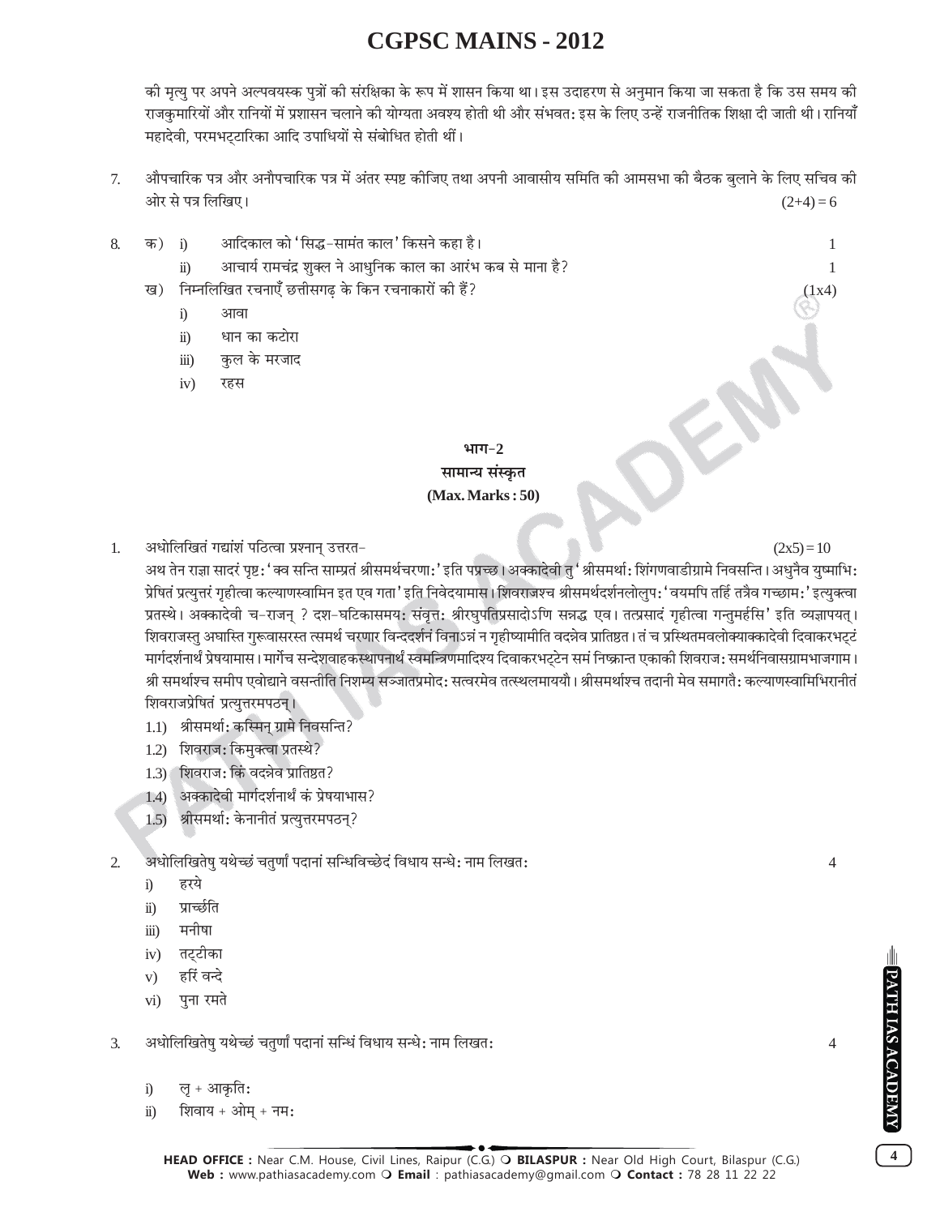की मृत्यु पर अपने अल्पवयस्क पुत्रों की संरक्षिका के रूप में शासन किया था। इस उदाहरण से अनुमान किया जा सकता है कि उस समय की राजकुमारियों और रानियों में प्रशासन चलाने की योग्यता अवश्य होती थी और संभवत: इस के लिए उन्हें राजनीतिक शिक्षा दी जाती थी। रानियाँ महादेवी, परमभट्टारिका आदि उपाधियों से संबोधित होती थीं।

7. औपचारिक पत्र और अनौपचारिक पत्र में अंतर स्पष्ट कीजिए तथा अपनी आवासीय समिति की आमसभा की बैठक बुलाने के लिए सचिव की ओर से पत्र लिखिए। (2+4) = 6

8. क) i) आदिकाल को 'सिद्ध-सामंत काल' किसने कहा है। 1

   ii) आचार्य रामचंद्र शुक्ल ने आधुनिक काल का आरंभ कब से माना है? 1

   ख) निम्नलिखित रचनाएँ छत्तीसगढ़ के किन रचनाकारों की हैं? (1x4)

   i) आवा

   ii) धान का कटोरा

   iii) कुल के मरजाद

   iv) रहस

## भाग-2

## सामान्य संस्कृत

**(Max. Marks : 50)**

1. अधोलिखितं गद्यांशं पठित्वा प्रश्नान् उत्तरत- (2x5) = 10

अथ तेन राज्ञा सादरं पृष्ट: 'क्व सन्ति साम्प्रतं श्रीसमर्थचरणा:' इति पप्रच्छ। अक्कादेवी तु 'श्रीसमर्था: शिंगणवाडीग्रामे निवसन्ति। अधुनैव युष्माभि: प्रेषितं प्रत्युत्तरं गृहीत्वा कल्याणस्वामिन इत एव गता' इति निवेदयामास। शिवराजश्च श्रीसमर्थदर्शनलोलुप: 'वयमपि तर्हि तत्रैव गच्छाम:' इत्युक्त्वा प्रतस्थे। अक्कादेवी च-राजन् ? दश-घटिकासमय: संवृत्त: श्रीरघुपतिप्रसादोऽपि सन्नद्ध एव। तत्प्रसादं गृहीत्वा गन्तुमर्हसि' इति व्यज्ञापयत्। शिवराजस्तु अघास्ति गुरूवासरस्त त्समर्थ चरणार विन्ददर्शनं विनाऽन्नं न गृहीष्यामीति वदन्नेव प्रातिष्ठत। तं च प्रस्थितमवलोक्याक्कादेवी दिवाकरभट्टं मार्गदर्शनार्थं प्रेषयामास। मार्गेच सन्देशवाहकस्थापनार्थं स्वमन्त्रिणमादिश्य दिवाकरभट्टेन समं निष्क्रान्त एकाकी शिवराज: समर्थनिवासग्रामभाजगाम। श्री समर्थाश्च समीप एवोद्याने वसन्तीति निशम्य सञ्जातप्रमोद: सत्वरमेव तत्स्थलमाययौ। श्रीसमर्थाश्च तदानी मेव समागतै: कल्याणस्वामिभिरानीतं शिवराजप्रेषितं प्रत्युत्तरमपठन्।

1.1) श्रीसमर्था: कस्मिन् ग्रामे निवसन्ति?

1.2) शिवराज: किमुक्त्वा प्रतस्थे?

1.3) शिवराज: किं वदन्नेव प्रातिष्ठत?

1.4) अक्कादेवी मार्गदर्शनार्थं कं प्रेषयाभास?

1.5) श्रीसमर्था: केनानीतं प्रत्युत्तरमपठन्?

2. अधोलिखितेषु यथेच्छं चतुर्णां पदानां सन्धिविच्छेदं विधाय सन्धे: नाम लिखत: 4

i) हरये

ii) प्रार्च्छति

iii) मनीषा

iv) तट्टीका

v) हरिं वन्दे

vi) पुना रमते

3. अधोलिखितेषु यथेच्छं चतुर्णां पदानां सन्धिं विधाय सन्धे: नाम लिखत: 4

i) लृ + आकृति:

ii) शिवाय + ओम् + नम: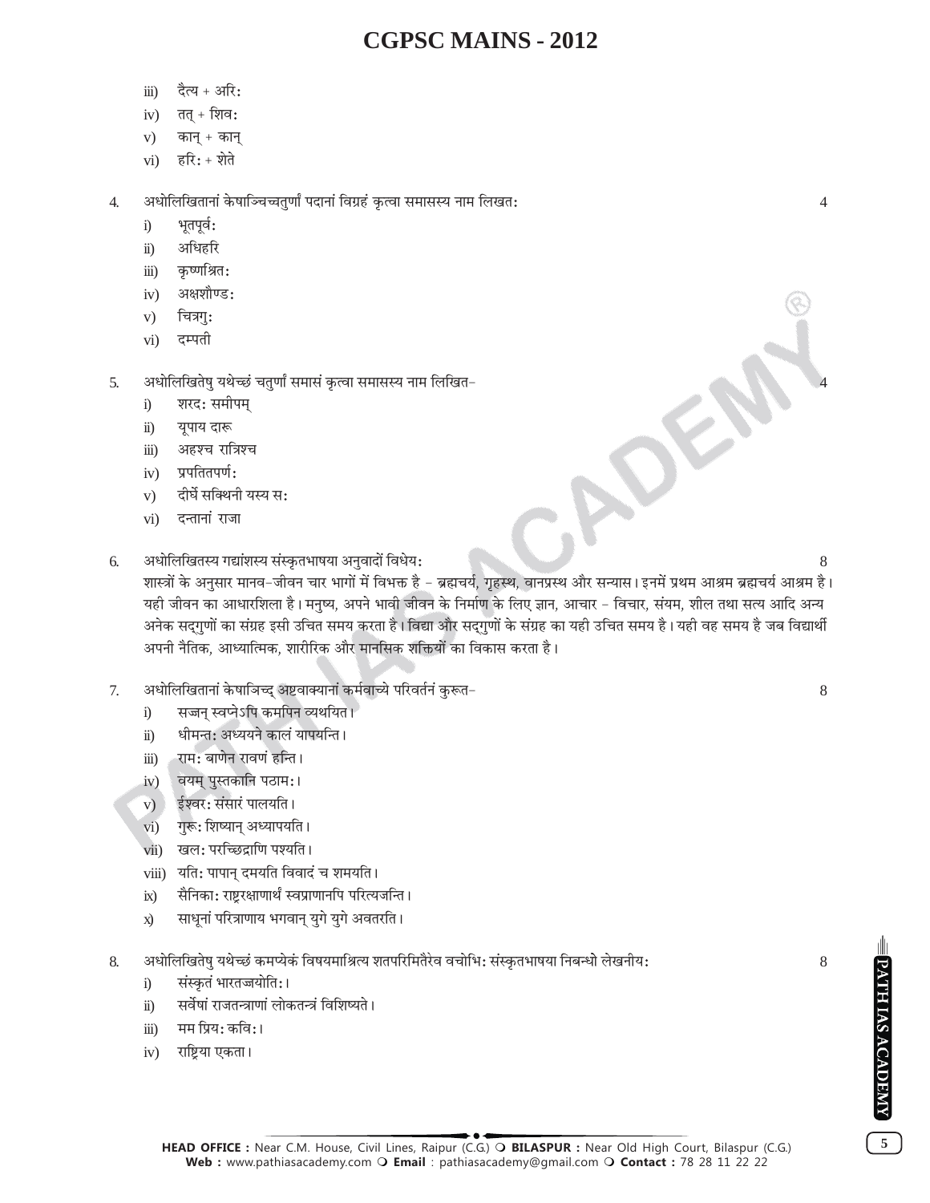iii) दैत्य + अरिः

iv) तत् + शिवः

v) कान् + कान्

vi) हरिः + शेते

4. अधोलिखितानां केषाञ्चिच्चतुर्णां पदानां विग्रहं कृत्वा समासस्य नाम लिखतः 4

   i) भूतपूर्वः

   ii) अधिहरि

   iii) कृष्णश्रितः

   iv) अक्षशौण्डः

   v) चित्रगुः

   vi) दम्पती

5. अधोलिखितेषु यथेच्छं चतुर्णां समासं कृत्वा समासस्य नाम लिखित- 4

   i) शरदः समीपम्

   ii) यूपाय दारू

   iii) अहश्च रात्रिश्च

   iv) प्रपतितपर्णः

   v) दीर्घे सक्थिनी यस्य सः

   vi) दन्तानां राजा

6. अधोलिखितस्य गद्यांशस्य संस्कृतभाषया अनुवादों विधेयः 8

   शास्त्रों के अनुसार मानव-जीवन चार भागों में विभक्त है - ब्रह्मचर्य, गृहस्थ, वानप्रस्थ और सन्यास। इनमें प्रथम आश्रम ब्रह्मचर्य आश्रम है। यही जीवन का आधारशिला है। मनुष्य, अपने भावी जीवन के निर्माण के लिए ज्ञान, आचार - विचार, संयम, शील तथा सत्य आदि अन्य अनेक सद्गुणों का संग्रह इसी उचित समय करता है। विद्या और सद्गुणों के संग्रह का यही उचित समय है। यही वह समय है जब विद्यार्थी अपनी नैतिक, आध्यात्मिक, शारीरिक और मानसिक शक्तियों का विकास करता है।

7. अधोलिखितानां केषाञ्चिद् अष्टवाक्यानां कर्मवाच्ये परिवर्तनं कुरूत- 8

   i) सज्जन् स्वप्नेऽपि कमपिन व्यथयित।

   ii) धीमन्तः अध्ययने कालं यापयन्ति।

   iii) रामः बाणेन रावणं हन्ति।

   iv) वयम् पुस्तकानि पठामः।

   v) ईश्वरः संसारं पालयति।

   vi) गुरूः शिष्यान् अध्यापयति।

   vii) खलः परच्छिद्राणि पश्यति।

   viii) यतिः पापान् दमयति विवादं च शमयति।

   ix) सैनिकाः राष्ट्ररक्षाणार्थं स्वप्राणानपि परित्यजन्ति।

   x) साधूनां परित्राणाय भगवान् युगे युगे अवतरति।

8. अधोलिखितेषु यथेच्छं कमप्येकं विषयमाश्रित्य शतपरिमितैरेव वचोभिः संस्कृतभाषया निबन्धो लेखनीयः 8

   i) संस्कृतं भारतज्योतिः।

   ii) सर्वेषां राजतन्त्राणां लोकतन्त्रं विशिष्यते।

   iii) मम प्रियः कविः।

   iv) राष्ट्रिया एकता।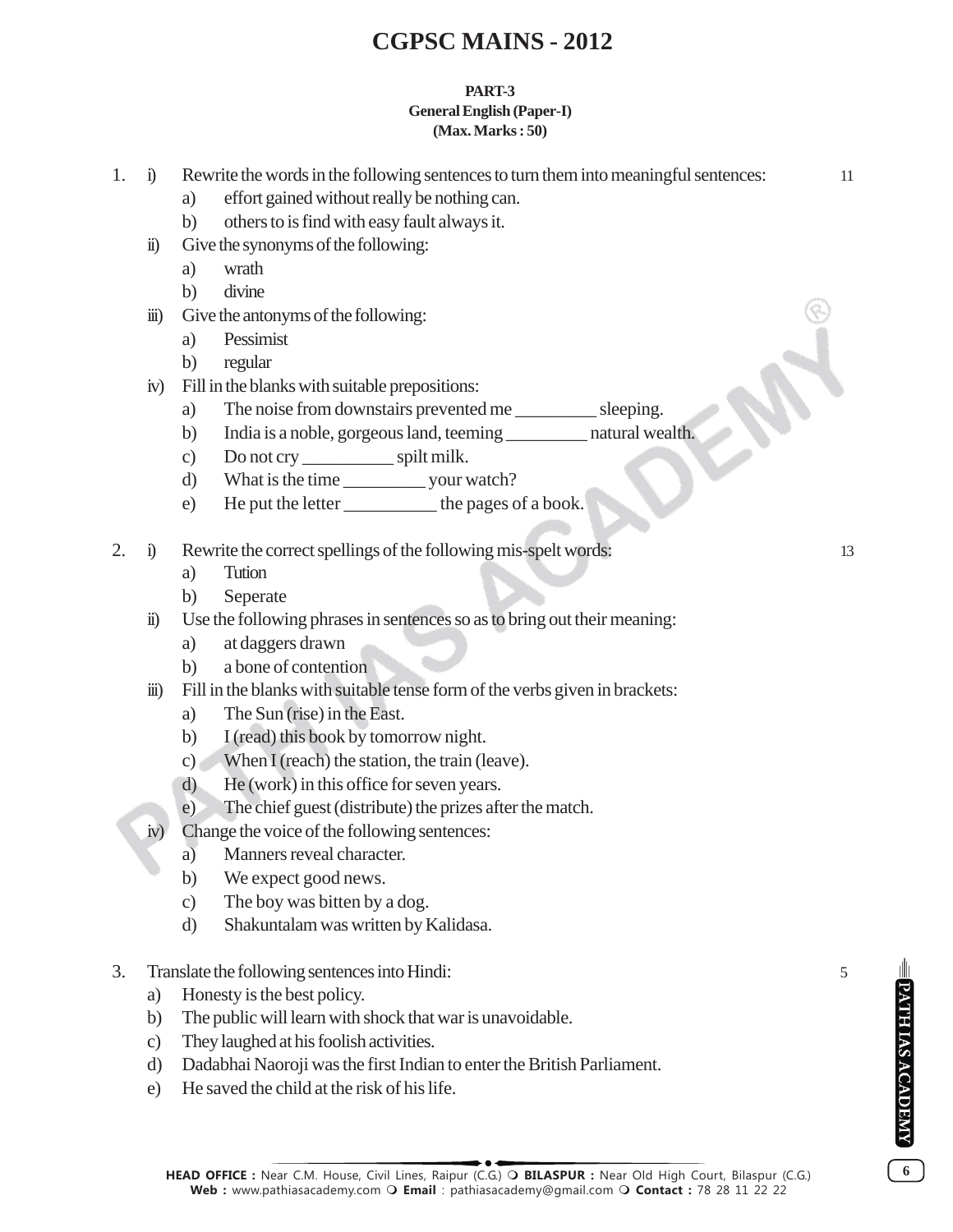# CGPSC MAINS - 2012

**PART-3**
**General English (Paper-I)**
**(Max. Marks : 50)**

1. i) Rewrite the words in the following sentences to turn them into meaningful sentences: 11
   a) effort gained without really be nothing can.
   b) others to is find with easy fault always it.

   ii) Give the synonyms of the following:
   a) wrath
   b) divine

   iii) Give the antonyms of the following:
   a) Pessimist
   b) regular

   iv) Fill in the blanks with suitable prepositions:
   a) The noise from downstairs prevented me _________ sleeping.
   b) India is a noble, gorgeous land, teeming _________ natural wealth.
   c) Do not cry __________ spilt milk.
   d) What is the time _________ your watch?
   e) He put the letter __________ the pages of a book.

2. i) Rewrite the correct spellings of the following mis-spelt words: 13
   a) Tution
   b) Seperate

   ii) Use the following phrases in sentences so as to bring out their meaning:
   a) at daggers drawn
   b) a bone of contention

   iii) Fill in the blanks with suitable tense form of the verbs given in brackets:
   a) The Sun (rise) in the East.
   b) I (read) this book by tomorrow night.
   c) When I (reach) the station, the train (leave).
   d) He (work) in this office for seven years.
   e) The chief guest (distribute) the prizes after the match.

   iv) Change the voice of the following sentences:
   a) Manners reveal character.
   b) We expect good news.
   c) The boy was bitten by a dog.
   d) Shakuntalam was written by Kalidasa.

3. Translate the following sentences into Hindi: 5
   a) Honesty is the best policy.
   b) The public will learn with shock that war is unavoidable.
   c) They laughed at his foolish activities.
   d) Dadabhai Naoroji was the first Indian to enter the British Parliament.
   e) He saved the child at the risk of his life.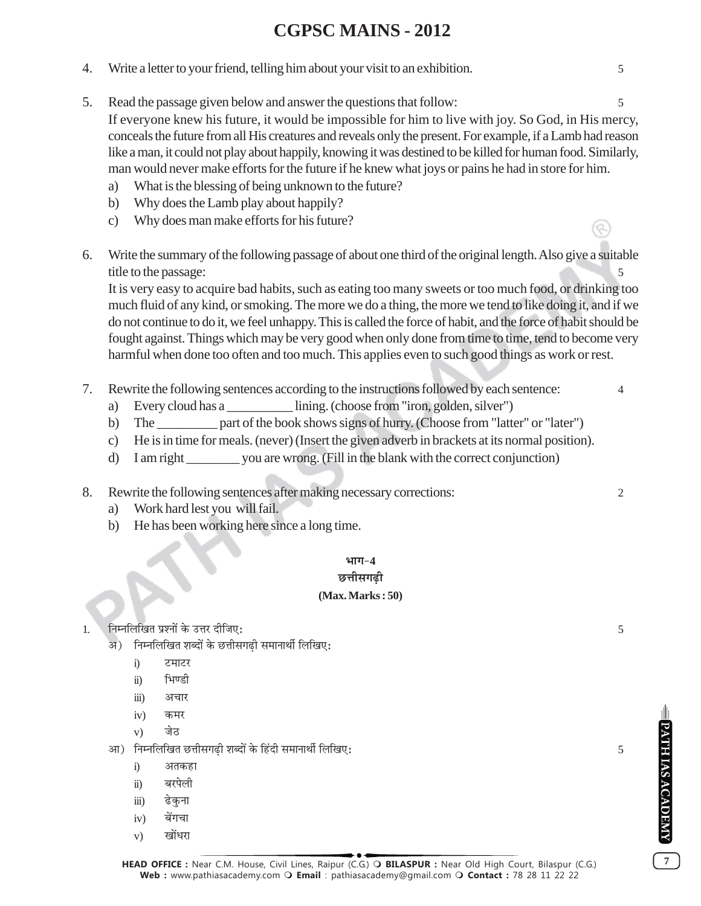4. Write a letter to your friend, telling him about your visit to an exhibition. 5

5. Read the passage given below and answer the questions that follow: 5

   If everyone knew his future, it would be impossible for him to live with joy. So God, in His mercy, conceals the future from all His creatures and reveals only the present. For example, if a Lamb had reason like a man, it could not play about happily, knowing it was destined to be killed for human food. Similarly, man would never make efforts for the future if he knew what joys or pains he had in store for him.

   a) What is the blessing of being unknown to the future?
   b) Why does the Lamb play about happily?
   c) Why does man make efforts for his future?

6. Write the summary of the following passage of about one third of the original length. Also give a suitable title to the passage: 5

   It is very easy to acquire bad habits, such as eating too many sweets or too much food, or drinking too much fluid of any kind, or smoking. The more we do a thing, the more we tend to like doing it, and if we do not continue to do it, we feel unhappy. This is called the force of habit, and the force of habit should be fought against. Things which may be very good when only done from time to time, tend to become very harmful when done too often and too much. This applies even to such good things as work or rest.

7. Rewrite the following sentences according to the instructions followed by each sentence: 4

   a) Every cloud has a __________ lining. (choose from "iron, golden, silver")
   b) The _________ part of the book shows signs of hurry. (Choose from "latter" or "later")
   c) He is in time for meals. (never) (Insert the given adverb in brackets at its normal position).
   d) I am right ________ you are wrong. (Fill in the blank with the correct conjunction)

8. Rewrite the following sentences after making necessary corrections: 2

   a) Work hard lest you will fail.
   b) He has been working here since a long time.

## भाग-4

## छत्तीसगढ़ी

**(Max. Marks : 50)**

1. निम्नलिखित प्रश्नों के उत्तर दीजिए: 5

   अ) निम्नलिखित शब्दों के छत्तीसगढ़ी समानार्थी लिखिए:

      i) टमाटर
      ii) भिण्डी
      iii) अचार
      iv) कमर
      v) जेठ

   आ) निम्नलिखित छत्तीसगढ़ी शब्दों के हिंदी समानार्थी लिखिए: 5

      i) अतकहा
      ii) बरपेली
      iii) ढेकुना
      iv) बेंगचा
      v) खोंधरा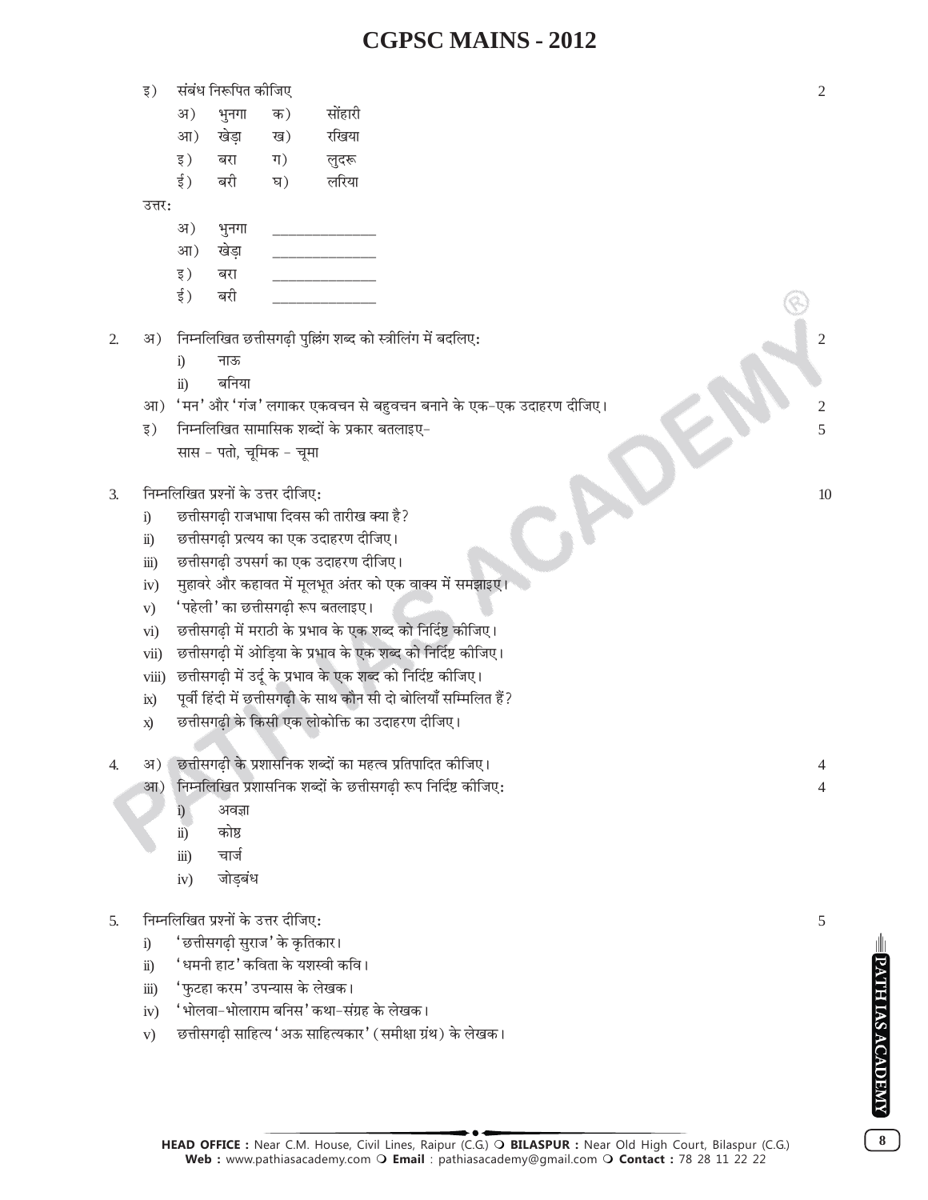इ) संबंध निरूपित कीजिए 2

| | | | |
|---|---|---|---|
| अ) | भुनगा | क) | सोंहारी |
| आ) | खेड़ा | ख) | रखिया |
| इ) | बरा | ग) | लुदरू |
| ई) | बरी | घ) | लरिया |

उत्तर:

अ) भुनगा \_\_\_\_\_\_\_\_\_\_\_\_\_\_

आ) खेड़ा \_\_\_\_\_\_\_\_\_\_\_\_\_\_

इ) बरा \_\_\_\_\_\_\_\_\_\_\_\_\_\_

ई) बरी \_\_\_\_\_\_\_\_\_\_\_\_\_\_

2. अ) निम्नलिखित छत्तीसगढ़ी पुल्लिंग शब्द को स्त्रीलिंग में बदलिए: 2
   i) नाऊ
   ii) बनिया

   आ) 'मन' और 'गंज' लगाकर एकवचन से बहुवचन बनाने के एक-एक उदाहरण दीजिए। 2

   इ) निम्नलिखित सामासिक शब्दों के प्रकार बतलाइए- 5
   सास - पतो, चूमिक - चूमा

3. निम्नलिखित प्रश्नों के उत्तर दीजिए: 10
   i) छत्तीसगढ़ी राजभाषा दिवस की तारीख क्या है?
   ii) छत्तीसगढ़ी प्रत्यय का एक उदाहरण दीजिए।
   iii) छत्तीसगढ़ी उपसर्ग का एक उदाहरण दीजिए।
   iv) मुहावरे और कहावत में मूलभूत अंतर को एक वाक्य में समझाइए।
   v) 'पहेली' का छत्तीसगढ़ी रूप बतलाइए।
   vi) छत्तीसगढ़ी में मराठी के प्रभाव के एक शब्द को निर्दिष्ट कीजिए।
   vii) छत्तीसगढ़ी में ओड़िया के प्रभाव के एक शब्द को निर्दिष्ट कीजिए।
   viii) छत्तीसगढ़ी में उर्दू के प्रभाव के एक शब्द को निर्दिष्ट कीजिए।
   ix) पूर्वी हिंदी में छत्तीसगढ़ी के साथ कौन सी दो बोलियाँ सम्मिलित हैं?
   x) छत्तीसगढ़ी के किसी एक लोकोक्ति का उदाहरण दीजिए।

4. अ) छत्तीसगढ़ी के प्रशासनिक शब्दों का महत्व प्रतिपादित कीजिए। 4

   आ) निम्नलिखित प्रशासनिक शब्दों के छत्तीसगढ़ी रूप निर्दिष्ट कीजिए: 4
   i) अवज्ञा
   ii) कोष्ठ
   iii) चार्ज
   iv) जोड़बंध

5. निम्नलिखित प्रश्नों के उत्तर दीजिए: 5
   i) 'छत्तीसगढ़ी सुराज' के कृतिकार।
   ii) 'धमनी हाट' कविता के यशस्वी कवि।
   iii) 'फुटहा करम' उपन्यास के लेखक।
   iv) 'भोलवा-भोलाराम बनिस' कथा-संग्रह के लेखक।
   v) छत्तीसगढ़ी साहित्य 'अऊ साहित्यकार' (समीक्षा ग्रंथ) के लेखक।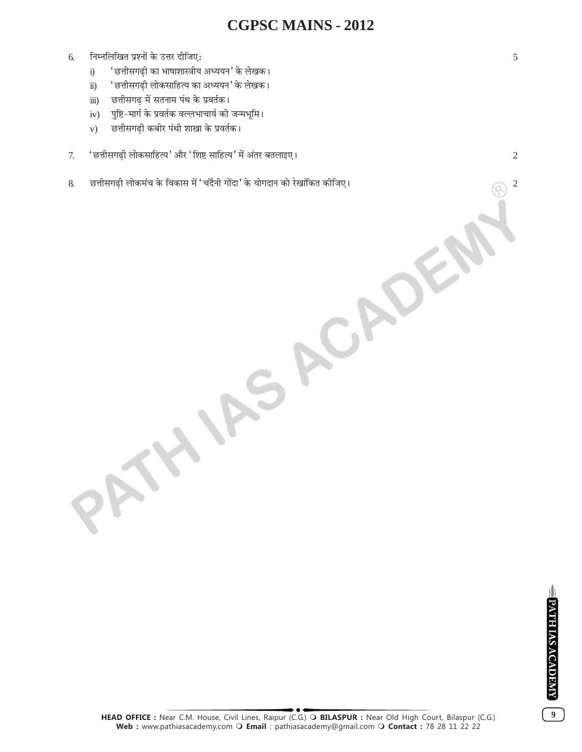6. निम्नलिखित प्रश्नों के उत्तर दीजिए: 5
   i) 'छत्तीसगढ़ी का भाषाशास्त्रीय अध्ययन' के लेखक।
   ii) 'छत्तीसगढ़ी लोकसाहित्य का अध्ययन' के लेखक।
   iii) छत्तीसगढ़ में सतनाम पंथ के प्रवर्तक।
   iv) पुष्टि-मार्ग के प्रवर्तक वल्लभाचार्य की जन्मभूमि।
   v) छत्तीसगढ़ी कबीर पंथी शाखा के प्रवर्तक।

7. 'छत्तीसगढ़ी लोकसाहित्य' और 'शिष्ट साहित्य' में अंतर बतलाइए। 2

8. छत्तीसगढ़ी लोकमंच के विकास में 'चंदैनी गोंदा' के योगदान को रेखांकित कीजिए। 2